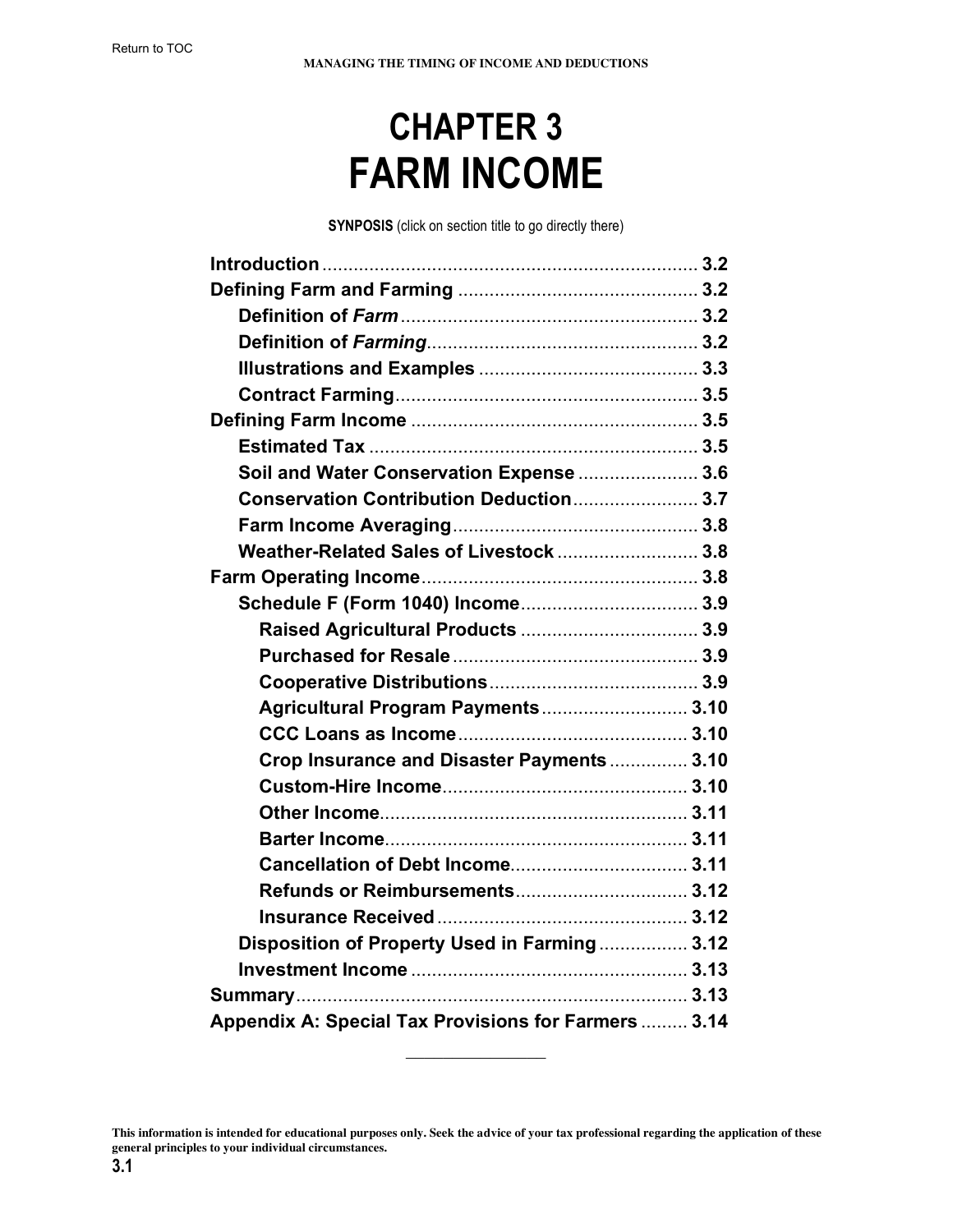# CHAPTER 3
# FARM INCOME

**SYNOPSIS** (click on section title to go directly there)

- **Introduction** .......... 3.2
- **Defining Farm and Farming** .......... 3.2
  - **Definition of *Farm*** .......... 3.2
  - **Definition of *Farming*** .......... 3.2
  - **Illustrations and Examples** .......... 3.3
  - **Contract Farming** .......... 3.5
- **Defining Farm Income** .......... 3.5
  - **Estimated Tax** .......... 3.5
  - **Soil and Water Conservation Expense** .......... 3.6
  - **Conservation Contribution Deduction** .......... 3.7
  - **Farm Income Averaging** .......... 3.8
  - **Weather-Related Sales of Livestock** .......... 3.8
- **Farm Operating Income** .......... 3.8
  - **Schedule F (Form 1040) Income** .......... 3.9
    - **Raised Agricultural Products** .......... 3.9
    - **Purchased for Resale** .......... 3.9
    - **Cooperative Distributions** .......... 3.9
    - **Agricultural Program Payments** .......... 3.10
    - **CCC Loans as Income** .......... 3.10
    - **Crop Insurance and Disaster Payments** .......... 3.10
    - **Custom-Hire Income** .......... 3.10
    - **Other Income** .......... 3.11
    - **Barter Income** .......... 3.11
    - **Cancellation of Debt Income** .......... 3.11
    - **Refunds or Reimbursements** .......... 3.12
    - **Insurance Received** .......... 3.12
  - **Disposition of Property Used in Farming** .......... 3.12
  - **Investment Income** .......... 3.13
- **Summary** .......... 3.13
- **Appendix A: Special Tax Provisions for Farmers** .......... 3.14

---

**This information is intended for educational purposes only. Seek the advice of your tax professional regarding the application of these general principles to your individual circumstances.**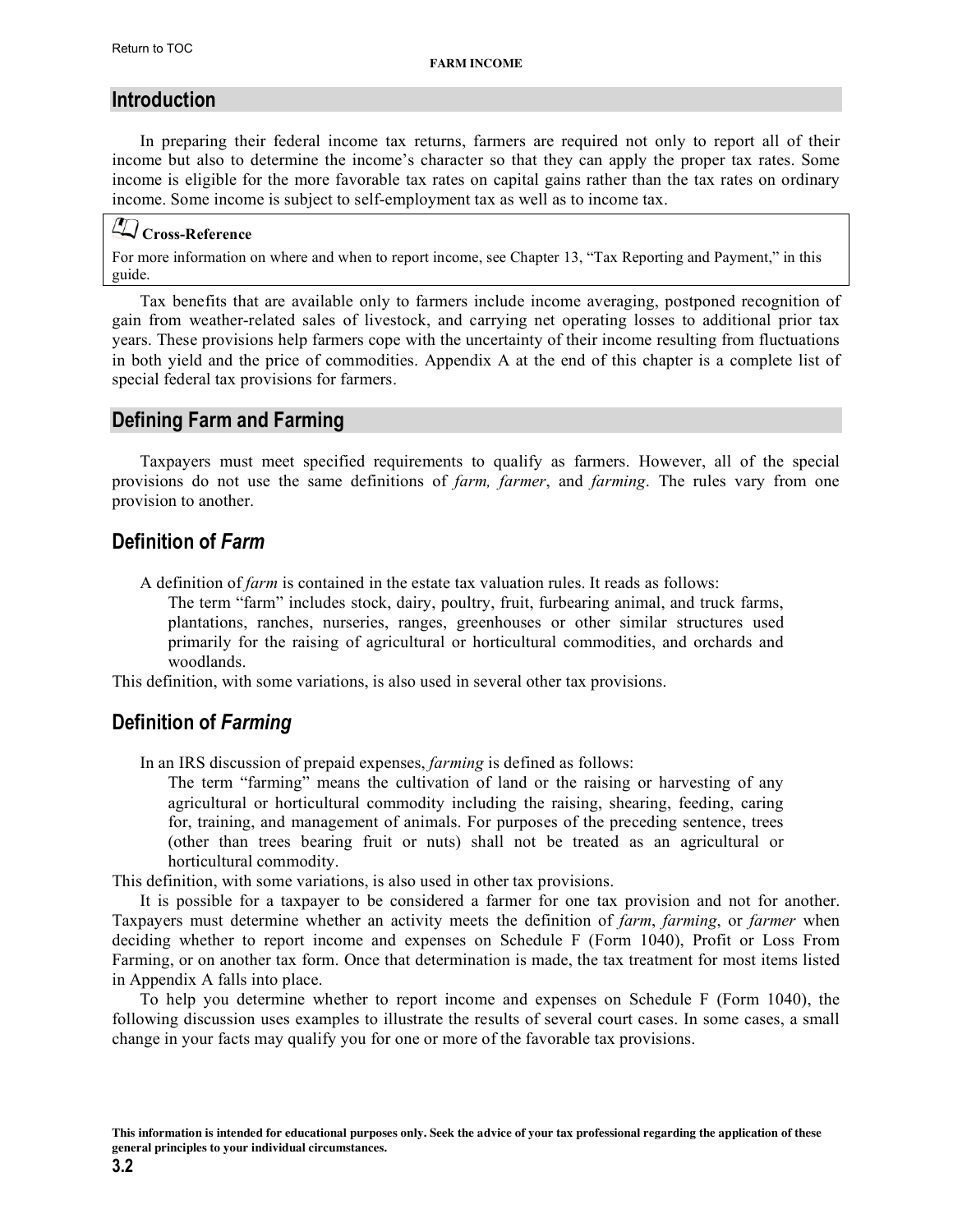## Introduction

In preparing their federal income tax returns, farmers are required not only to report all of their income but also to determine the income's character so that they can apply the proper tax rates. Some income is eligible for the more favorable tax rates on capital gains rather than the tax rates on ordinary income. Some income is subject to self-employment tax as well as to income tax.

> **Cross-Reference**
>
> For more information on where and when to report income, see Chapter 13, "Tax Reporting and Payment," in this guide.

Tax benefits that are available only to farmers include income averaging, postponed recognition of gain from weather-related sales of livestock, and carrying net operating losses to additional prior tax years. These provisions help farmers cope with the uncertainty of their income resulting from fluctuations in both yield and the price of commodities. Appendix A at the end of this chapter is a complete list of special federal tax provisions for farmers.

## Defining Farm and Farming

Taxpayers must meet specified requirements to qualify as farmers. However, all of the special provisions do not use the same definitions of *farm, farmer*, and *farming*. The rules vary from one provision to another.

### Definition of *Farm*

A definition of *farm* is contained in the estate tax valuation rules. It reads as follows:

> The term "farm" includes stock, dairy, poultry, fruit, furbearing animal, and truck farms, plantations, ranches, nurseries, ranges, greenhouses or other similar structures used primarily for the raising of agricultural or horticultural commodities, and orchards and woodlands.

This definition, with some variations, is also used in several other tax provisions.

### Definition of *Farming*

In an IRS discussion of prepaid expenses, *farming* is defined as follows:

> The term "farming" means the cultivation of land or the raising or harvesting of any agricultural or horticultural commodity including the raising, shearing, feeding, caring for, training, and management of animals. For purposes of the preceding sentence, trees (other than trees bearing fruit or nuts) shall not be treated as an agricultural or horticultural commodity.

This definition, with some variations, is also used in other tax provisions.

It is possible for a taxpayer to be considered a farmer for one tax provision and not for another. Taxpayers must determine whether an activity meets the definition of *farm*, *farming*, or *farmer* when deciding whether to report income and expenses on Schedule F (Form 1040), Profit or Loss From Farming, or on another tax form. Once that determination is made, the tax treatment for most items listed in Appendix A falls into place.

To help you determine whether to report income and expenses on Schedule F (Form 1040), the following discussion uses examples to illustrate the results of several court cases. In some cases, a small change in your facts may qualify you for one or more of the favorable tax provisions.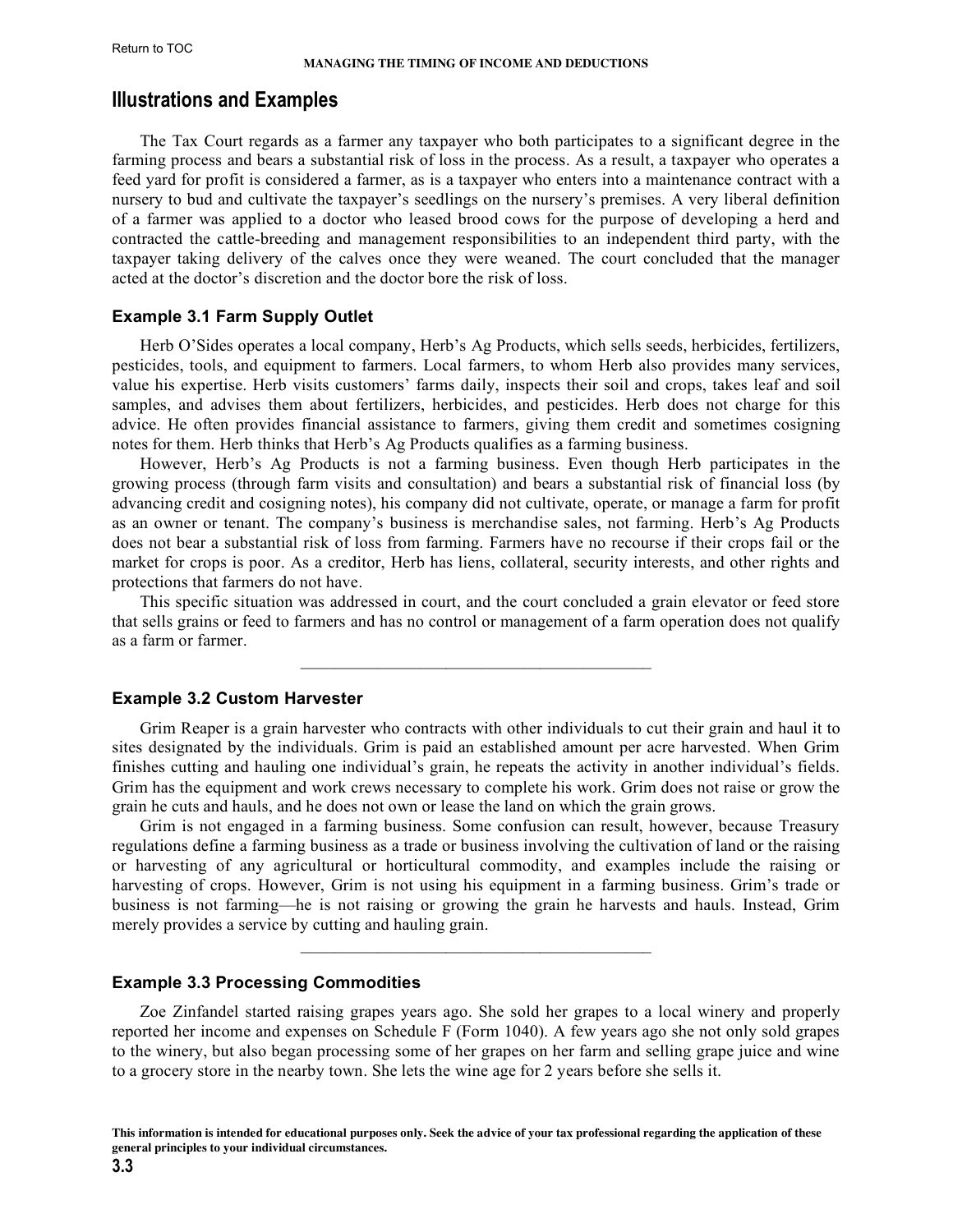## Illustrations and Examples

The Tax Court regards as a farmer any taxpayer who both participates to a significant degree in the farming process and bears a substantial risk of loss in the process. As a result, a taxpayer who operates a feed yard for profit is considered a farmer, as is a taxpayer who enters into a maintenance contract with a nursery to bud and cultivate the taxpayer's seedlings on the nursery's premises. A very liberal definition of a farmer was applied to a doctor who leased brood cows for the purpose of developing a herd and contracted the cattle-breeding and management responsibilities to an independent third party, with the taxpayer taking delivery of the calves once they were weaned. The court concluded that the manager acted at the doctor's discretion and the doctor bore the risk of loss.

### Example 3.1 Farm Supply Outlet

Herb O'Sides operates a local company, Herb's Ag Products, which sells seeds, herbicides, fertilizers, pesticides, tools, and equipment to farmers. Local farmers, to whom Herb also provides many services, value his expertise. Herb visits customers' farms daily, inspects their soil and crops, takes leaf and soil samples, and advises them about fertilizers, herbicides, and pesticides. Herb does not charge for this advice. He often provides financial assistance to farmers, giving them credit and sometimes cosigning notes for them. Herb thinks that Herb's Ag Products qualifies as a farming business.

However, Herb's Ag Products is not a farming business. Even though Herb participates in the growing process (through farm visits and consultation) and bears a substantial risk of financial loss (by advancing credit and cosigning notes), his company did not cultivate, operate, or manage a farm for profit as an owner or tenant. The company's business is merchandise sales, not farming. Herb's Ag Products does not bear a substantial risk of loss from farming. Farmers have no recourse if their crops fail or the market for crops is poor. As a creditor, Herb has liens, collateral, security interests, and other rights and protections that farmers do not have.

This specific situation was addressed in court, and the court concluded a grain elevator or feed store that sells grains or feed to farmers and has no control or management of a farm operation does not qualify as a farm or farmer.

---

### Example 3.2 Custom Harvester

Grim Reaper is a grain harvester who contracts with other individuals to cut their grain and haul it to sites designated by the individuals. Grim is paid an established amount per acre harvested. When Grim finishes cutting and hauling one individual's grain, he repeats the activity in another individual's fields. Grim has the equipment and work crews necessary to complete his work. Grim does not raise or grow the grain he cuts and hauls, and he does not own or lease the land on which the grain grows.

Grim is not engaged in a farming business. Some confusion can result, however, because Treasury regulations define a farming business as a trade or business involving the cultivation of land or the raising or harvesting of any agricultural or horticultural commodity, and examples include the raising or harvesting of crops. However, Grim is not using his equipment in a farming business. Grim's trade or business is not farming—he is not raising or growing the grain he harvests and hauls. Instead, Grim merely provides a service by cutting and hauling grain.

---

### Example 3.3 Processing Commodities

Zoe Zinfandel started raising grapes years ago. She sold her grapes to a local winery and properly reported her income and expenses on Schedule F (Form 1040). A few years ago she not only sold grapes to the winery, but also began processing some of her grapes on her farm and selling grape juice and wine to a grocery store in the nearby town. She lets the wine age for 2 years before she sells it.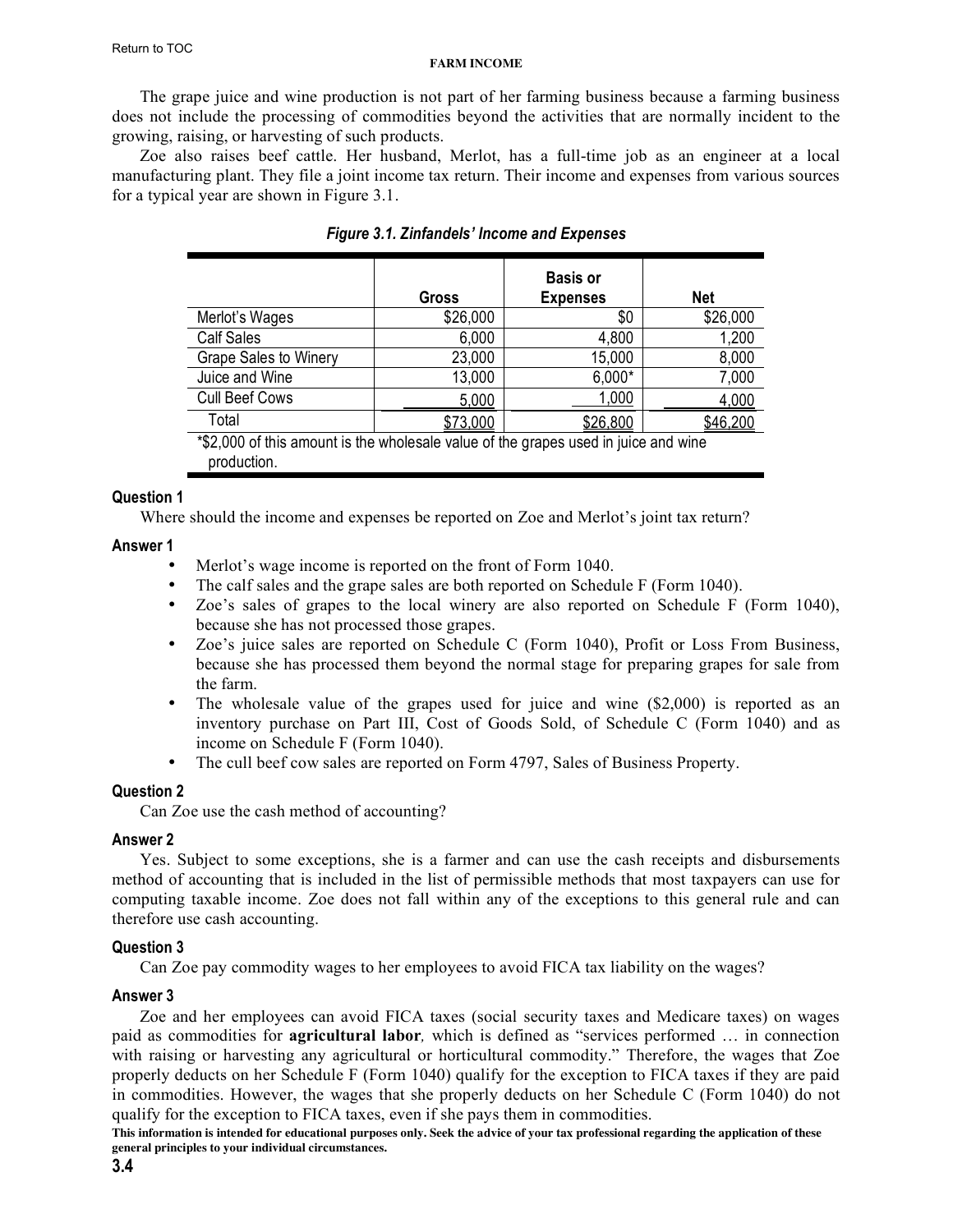The grape juice and wine production is not part of her farming business because a farming business does not include the processing of commodities beyond the activities that are normally incident to the growing, raising, or harvesting of such products.

Zoe also raises beef cattle. Her husband, Merlot, has a full-time job as an engineer at a local manufacturing plant. They file a joint income tax return. Their income and expenses from various sources for a typical year are shown in Figure 3.1.

***Figure 3.1. Zinfandels' Income and Expenses***

| | Gross | Basis or Expenses | Net |
|---|---|---|---|
| Merlot's Wages | $26,000 | $0 | $26,000 |
| Calf Sales | 6,000 | 4,800 | 1,200 |
| Grape Sales to Winery | 23,000 | 15,000 | 8,000 |
| Juice and Wine | 13,000 | 6,000* | 7,000 |
| Cull Beef Cows | 5,000 | 1,000 | 4,000 |
| Total | $73,000 | $26,800 | $46,200 |

*$2,000 of this amount is the wholesale value of the grapes used in juice and wine production.

#### Question 1

Where should the income and expenses be reported on Zoe and Merlot's joint tax return?

#### Answer 1

- Merlot's wage income is reported on the front of Form 1040.
- The calf sales and the grape sales are both reported on Schedule F (Form 1040).
- Zoe's sales of grapes to the local winery are also reported on Schedule F (Form 1040), because she has not processed those grapes.
- Zoe's juice sales are reported on Schedule C (Form 1040), Profit or Loss From Business, because she has processed them beyond the normal stage for preparing grapes for sale from the farm.
- The wholesale value of the grapes used for juice and wine ($2,000) is reported as an inventory purchase on Part III, Cost of Goods Sold, of Schedule C (Form 1040) and as income on Schedule F (Form 1040).
- The cull beef cow sales are reported on Form 4797, Sales of Business Property.

#### Question 2

Can Zoe use the cash method of accounting?

#### Answer 2

Yes. Subject to some exceptions, she is a farmer and can use the cash receipts and disbursements method of accounting that is included in the list of permissible methods that most taxpayers can use for computing taxable income. Zoe does not fall within any of the exceptions to this general rule and can therefore use cash accounting.

#### Question 3

Can Zoe pay commodity wages to her employees to avoid FICA tax liability on the wages?

#### Answer 3

Zoe and her employees can avoid FICA taxes (social security taxes and Medicare taxes) on wages paid as commodities for **agricultural labor***,* which is defined as "services performed … in connection with raising or harvesting any agricultural or horticultural commodity." Therefore, the wages that Zoe properly deducts on her Schedule F (Form 1040) qualify for the exception to FICA taxes if they are paid in commodities. However, the wages that she properly deducts on her Schedule C (Form 1040) do not qualify for the exception to FICA taxes, even if she pays them in commodities.

**This information is intended for educational purposes only. Seek the advice of your tax professional regarding the application of these general principles to your individual circumstances.**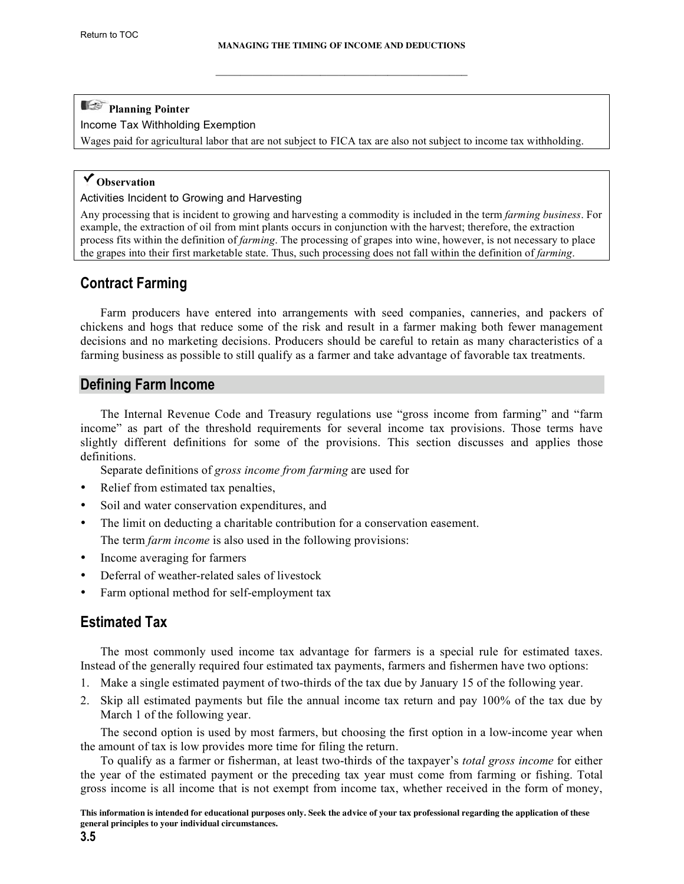**Planning Pointer**

Income Tax Withholding Exemption

Wages paid for agricultural labor that are not subject to FICA tax are also not subject to income tax withholding.

**✔ Observation**

Activities Incident to Growing and Harvesting

Any processing that is incident to growing and harvesting a commodity is included in the term *farming business*. For example, the extraction of oil from mint plants occurs in conjunction with the harvest; therefore, the extraction process fits within the definition of *farming*. The processing of grapes into wine, however, is not necessary to place the grapes into their first marketable state. Thus, such processing does not fall within the definition of *farming*.

## Contract Farming

Farm producers have entered into arrangements with seed companies, canneries, and packers of chickens and hogs that reduce some of the risk and result in a farmer making both fewer management decisions and no marketing decisions. Producers should be careful to retain as many characteristics of a farming business as possible to still qualify as a farmer and take advantage of favorable tax treatments.

## Defining Farm Income

The Internal Revenue Code and Treasury regulations use "gross income from farming" and "farm income" as part of the threshold requirements for several income tax provisions. Those terms have slightly different definitions for some of the provisions. This section discusses and applies those definitions.

Separate definitions of *gross income from farming* are used for

- Relief from estimated tax penalties,
- Soil and water conservation expenditures, and
- The limit on deducting a charitable contribution for a conservation easement.

The term *farm income* is also used in the following provisions:

- Income averaging for farmers
- Deferral of weather-related sales of livestock
- Farm optional method for self-employment tax

## Estimated Tax

The most commonly used income tax advantage for farmers is a special rule for estimated taxes. Instead of the generally required four estimated tax payments, farmers and fishermen have two options:

1. Make a single estimated payment of two-thirds of the tax due by January 15 of the following year.
2. Skip all estimated payments but file the annual income tax return and pay 100% of the tax due by March 1 of the following year.

The second option is used by most farmers, but choosing the first option in a low-income year when the amount of tax is low provides more time for filing the return.

To qualify as a farmer or fisherman, at least two-thirds of the taxpayer's *total gross income* for either the year of the estimated payment or the preceding tax year must come from farming or fishing. Total gross income is all income that is not exempt from income tax, whether received in the form of money,

**This information is intended for educational purposes only. Seek the advice of your tax professional regarding the application of these general principles to your individual circumstances.**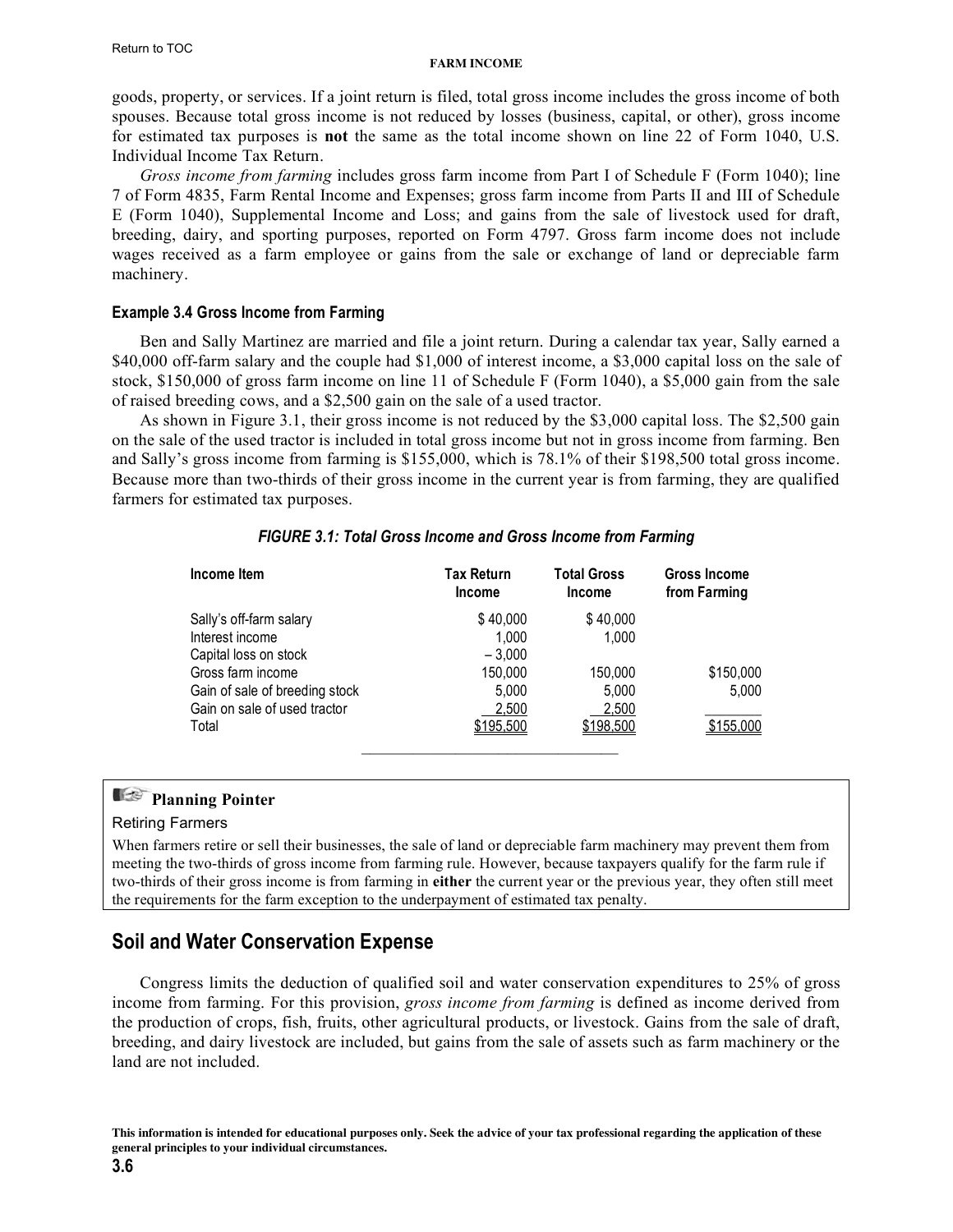goods, property, or services. If a joint return is filed, total gross income includes the gross income of both spouses. Because total gross income is not reduced by losses (business, capital, or other), gross income for estimated tax purposes is **not** the same as the total income shown on line 22 of Form 1040, U.S. Individual Income Tax Return.

*Gross income from farming* includes gross farm income from Part I of Schedule F (Form 1040); line 7 of Form 4835, Farm Rental Income and Expenses; gross farm income from Parts II and III of Schedule E (Form 1040), Supplemental Income and Loss; and gains from the sale of livestock used for draft, breeding, dairy, and sporting purposes, reported on Form 4797. Gross farm income does not include wages received as a farm employee or gains from the sale or exchange of land or depreciable farm machinery.

#### Example 3.4 Gross Income from Farming

Ben and Sally Martinez are married and file a joint return. During a calendar tax year, Sally earned a $40,000 off-farm salary and the couple had $1,000 of interest income, a $3,000 capital loss on the sale of stock, $150,000 of gross farm income on line 11 of Schedule F (Form 1040), a $5,000 gain from the sale of raised breeding cows, and a $2,500 gain on the sale of a used tractor.

As shown in Figure 3.1, their gross income is not reduced by the $3,000 capital loss. The $2,500 gain on the sale of the used tractor is included in total gross income but not in gross income from farming. Ben and Sally's gross income from farming is $155,000, which is 78.1% of their $198,500 total gross income. Because more than two-thirds of their gross income in the current year is from farming, they are qualified farmers for estimated tax purposes.

***FIGURE 3.1: Total Gross Income and Gross Income from Farming***

| Income Item | Tax Return Income | Total Gross Income | Gross Income from Farming |
|---|---|---|---|
| Sally's off-farm salary | $ 40,000 | $ 40,000 | |
| Interest income | 1,000 | 1,000 | |
| Capital loss on stock | – 3,000 | | |
| Gross farm income | 150,000 | 150,000 | $150,000 |
| Gain of sale of breeding stock | 5,000 | 5,000 | 5,000 |
| Gain on sale of used tractor | 2,500 | 2,500 | |
| Total | $195,500 | $198,500 | $155,000 |

**Planning Pointer**

Retiring Farmers

When farmers retire or sell their businesses, the sale of land or depreciable farm machinery may prevent them from meeting the two-thirds of gross income from farming rule. However, because taxpayers qualify for the farm rule if two-thirds of their gross income is from farming in **either** the current year or the previous year, they often still meet the requirements for the farm exception to the underpayment of estimated tax penalty.

## Soil and Water Conservation Expense

Congress limits the deduction of qualified soil and water conservation expenditures to 25% of gross income from farming. For this provision, *gross income from farming* is defined as income derived from the production of crops, fish, fruits, other agricultural products, or livestock. Gains from the sale of draft, breeding, and dairy livestock are included, but gains from the sale of assets such as farm machinery or the land are not included.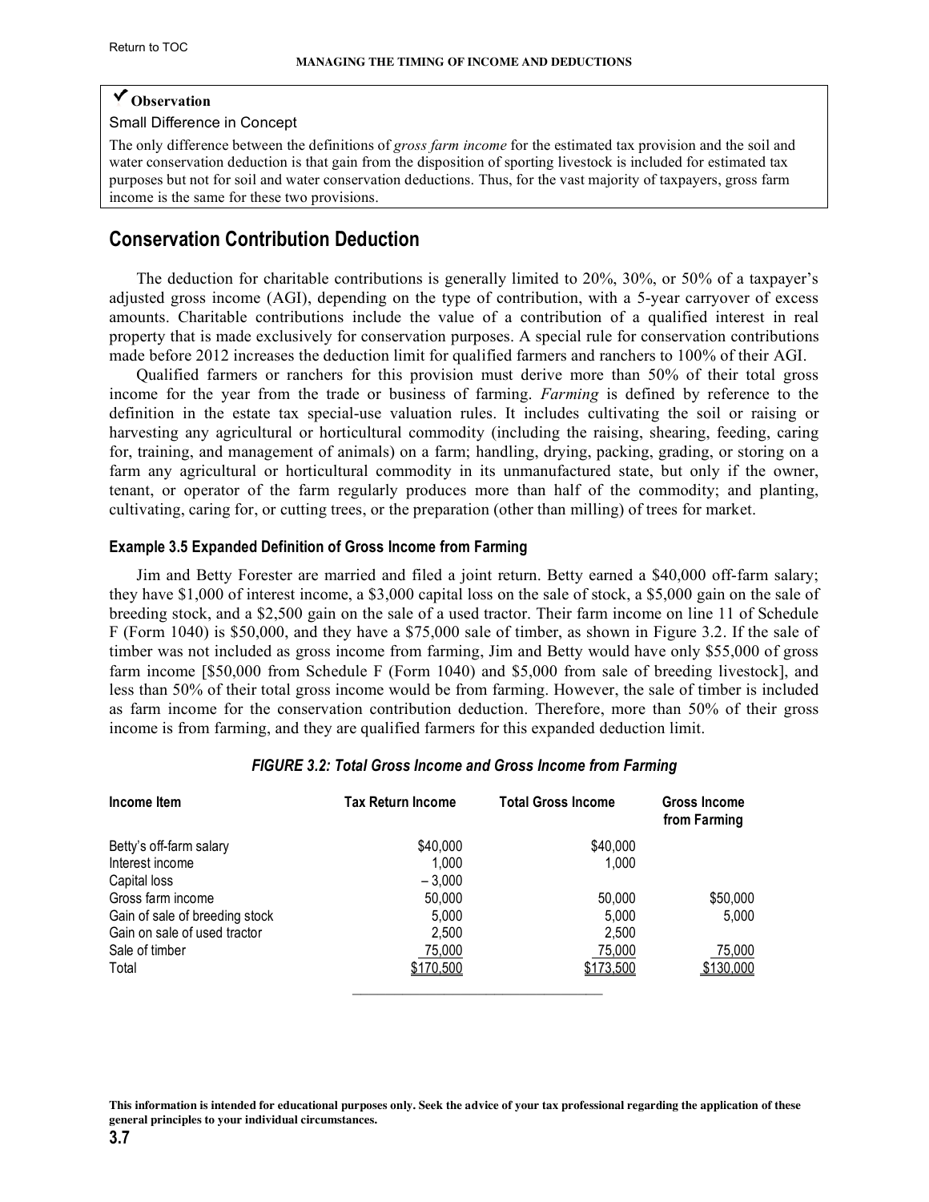> ✔ **Observation**
>
> Small Difference in Concept
>
> The only difference between the definitions of *gross farm income* for the estimated tax provision and the soil and water conservation deduction is that gain from the disposition of sporting livestock is included for estimated tax purposes but not for soil and water conservation deductions. Thus, for the vast majority of taxpayers, gross farm income is the same for these two provisions.

## Conservation Contribution Deduction

The deduction for charitable contributions is generally limited to 20%, 30%, or 50% of a taxpayer's adjusted gross income (AGI), depending on the type of contribution, with a 5-year carryover of excess amounts. Charitable contributions include the value of a contribution of a qualified interest in real property that is made exclusively for conservation purposes. A special rule for conservation contributions made before 2012 increases the deduction limit for qualified farmers and ranchers to 100% of their AGI.

Qualified farmers or ranchers for this provision must derive more than 50% of their total gross income for the year from the trade or business of farming. *Farming* is defined by reference to the definition in the estate tax special-use valuation rules. It includes cultivating the soil or raising or harvesting any agricultural or horticultural commodity (including the raising, shearing, feeding, caring for, training, and management of animals) on a farm; handling, drying, packing, grading, or storing on a farm any agricultural or horticultural commodity in its unmanufactured state, but only if the owner, tenant, or operator of the farm regularly produces more than half of the commodity; and planting, cultivating, caring for, or cutting trees, or the preparation (other than milling) of trees for market.

#### Example 3.5 Expanded Definition of Gross Income from Farming

Jim and Betty Forester are married and filed a joint return. Betty earned a $40,000 off-farm salary; they have $1,000 of interest income, a $3,000 capital loss on the sale of stock, a $5,000 gain on the sale of breeding stock, and a $2,500 gain on the sale of a used tractor. Their farm income on line 11 of Schedule F (Form 1040) is $50,000, and they have a $75,000 sale of timber, as shown in Figure 3.2. If the sale of timber was not included as gross income from farming, Jim and Betty would have only $55,000 of gross farm income [$50,000 from Schedule F (Form 1040) and $5,000 from sale of breeding livestock], and less than 50% of their total gross income would be from farming. However, the sale of timber is included as farm income for the conservation contribution deduction. Therefore, more than 50% of their gross income is from farming, and they are qualified farmers for this expanded deduction limit.

***FIGURE 3.2: Total Gross Income and Gross Income from Farming***

| Income Item | Tax Return Income | Total Gross Income | Gross Income from Farming |
|---|---|---|---|
| Betty's off-farm salary | $40,000 | $40,000 | |
| Interest income | 1,000 | 1,000 | |
| Capital loss | – 3,000 | | |
| Gross farm income | 50,000 | 50,000 | $50,000 |
| Gain of sale of breeding stock | 5,000 | 5,000 | 5,000 |
| Gain on sale of used tractor | 2,500 | 2,500 | |
| Sale of timber | 75,000 | 75,000 | 75,000 |
| Total | $170,500 | $173,500 | $130,000 |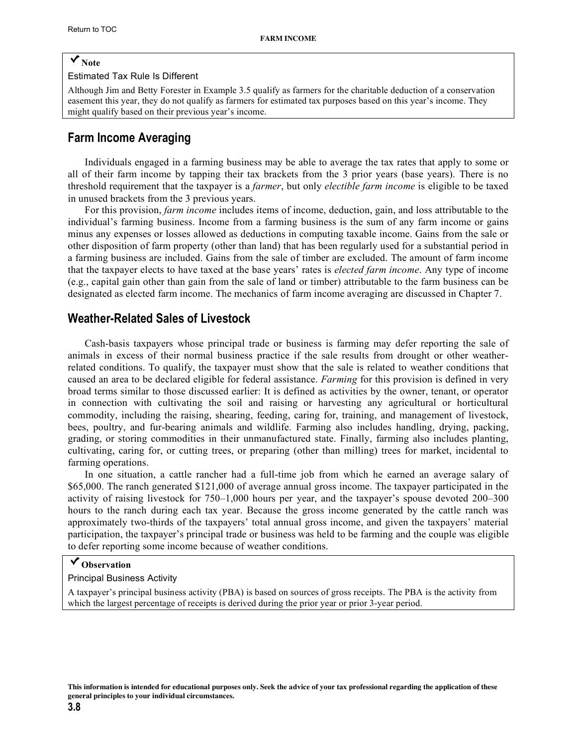**✔ Note**

Estimated Tax Rule Is Different

Although Jim and Betty Forester in Example 3.5 qualify as farmers for the charitable deduction of a conservation easement this year, they do not qualify as farmers for estimated tax purposes based on this year's income. They might qualify based on their previous year's income.

## Farm Income Averaging

Individuals engaged in a farming business may be able to average the tax rates that apply to some or all of their farm income by tapping their tax brackets from the 3 prior years (base years). There is no threshold requirement that the taxpayer is a *farmer*, but only *electible farm income* is eligible to be taxed in unused brackets from the 3 previous years.

For this provision, *farm income* includes items of income, deduction, gain, and loss attributable to the individual's farming business. Income from a farming business is the sum of any farm income or gains minus any expenses or losses allowed as deductions in computing taxable income. Gains from the sale or other disposition of farm property (other than land) that has been regularly used for a substantial period in a farming business are included. Gains from the sale of timber are excluded. The amount of farm income that the taxpayer elects to have taxed at the base years' rates is *elected farm income*. Any type of income (e.g., capital gain other than gain from the sale of land or timber) attributable to the farm business can be designated as elected farm income. The mechanics of farm income averaging are discussed in Chapter 7.

## Weather-Related Sales of Livestock

Cash-basis taxpayers whose principal trade or business is farming may defer reporting the sale of animals in excess of their normal business practice if the sale results from drought or other weather-related conditions. To qualify, the taxpayer must show that the sale is related to weather conditions that caused an area to be declared eligible for federal assistance. *Farming* for this provision is defined in very broad terms similar to those discussed earlier: It is defined as activities by the owner, tenant, or operator in connection with cultivating the soil and raising or harvesting any agricultural or horticultural commodity, including the raising, shearing, feeding, caring for, training, and management of livestock, bees, poultry, and fur-bearing animals and wildlife. Farming also includes handling, drying, packing, grading, or storing commodities in their unmanufactured state. Finally, farming also includes planting, cultivating, caring for, or cutting trees, or preparing (other than milling) trees for market, incidental to farming operations.

In one situation, a cattle rancher had a full-time job from which he earned an average salary of $65,000. The ranch generated $121,000 of average annual gross income. The taxpayer participated in the activity of raising livestock for 750–1,000 hours per year, and the taxpayer's spouse devoted 200–300 hours to the ranch during each tax year. Because the gross income generated by the cattle ranch was approximately two-thirds of the taxpayers' total annual gross income, and given the taxpayers' material participation, the taxpayer's principal trade or business was held to be farming and the couple was eligible to defer reporting some income because of weather conditions.

**✔ Observation**

Principal Business Activity

A taxpayer's principal business activity (PBA) is based on sources of gross receipts. The PBA is the activity from which the largest percentage of receipts is derived during the prior year or prior 3-year period.

**This information is intended for educational purposes only. Seek the advice of your tax professional regarding the application of these general principles to your individual circumstances.**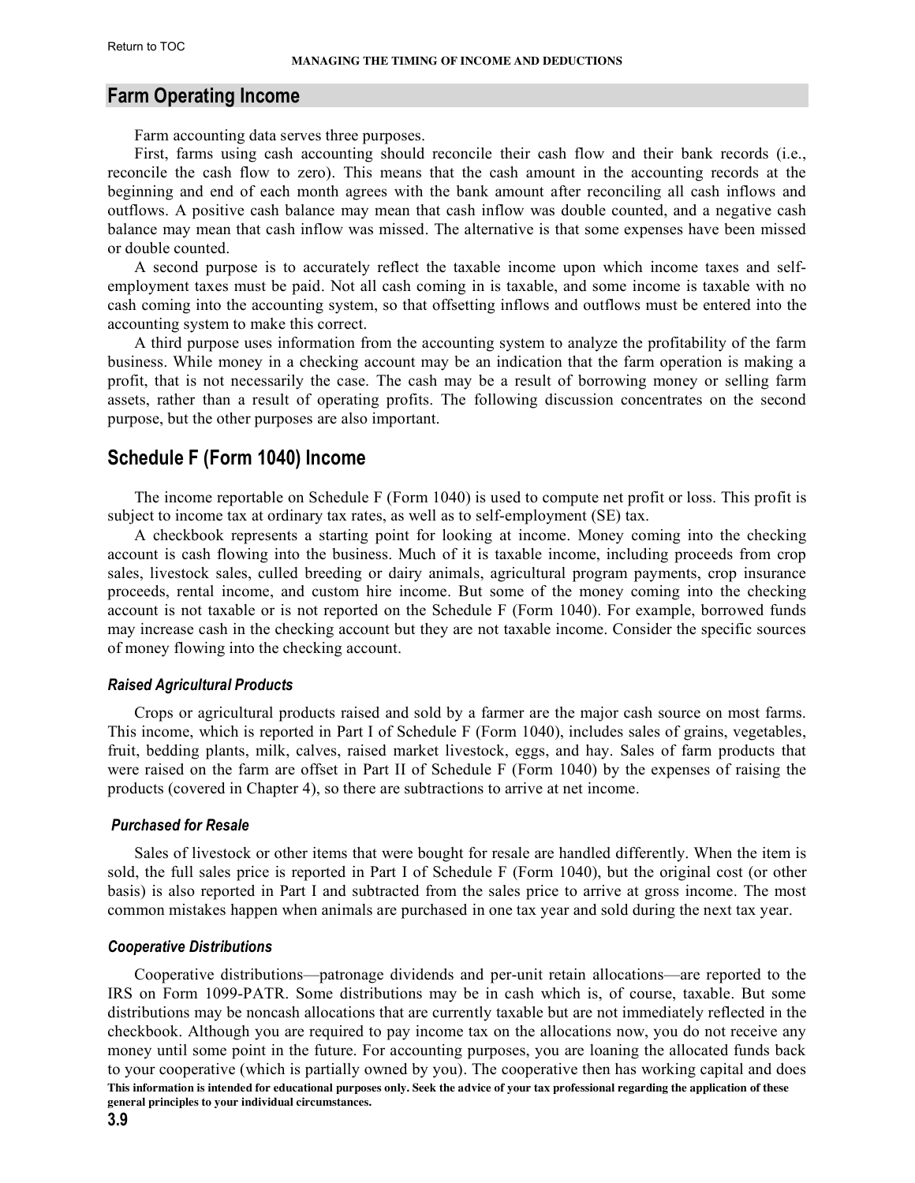## Farm Operating Income

Farm accounting data serves three purposes.

First, farms using cash accounting should reconcile their cash flow and their bank records (i.e., reconcile the cash flow to zero). This means that the cash amount in the accounting records at the beginning and end of each month agrees with the bank amount after reconciling all cash inflows and outflows. A positive cash balance may mean that cash inflow was double counted, and a negative cash balance may mean that cash inflow was missed. The alternative is that some expenses have been missed or double counted.

A second purpose is to accurately reflect the taxable income upon which income taxes and self-employment taxes must be paid. Not all cash coming in is taxable, and some income is taxable with no cash coming into the accounting system, so that offsetting inflows and outflows must be entered into the accounting system to make this correct.

A third purpose uses information from the accounting system to analyze the profitability of the farm business. While money in a checking account may be an indication that the farm operation is making a profit, that is not necessarily the case. The cash may be a result of borrowing money or selling farm assets, rather than a result of operating profits. The following discussion concentrates on the second purpose, but the other purposes are also important.

## Schedule F (Form 1040) Income

The income reportable on Schedule F (Form 1040) is used to compute net profit or loss. This profit is subject to income tax at ordinary tax rates, as well as to self-employment (SE) tax.

A checkbook represents a starting point for looking at income. Money coming into the checking account is cash flowing into the business. Much of it is taxable income, including proceeds from crop sales, livestock sales, culled breeding or dairy animals, agricultural program payments, crop insurance proceeds, rental income, and custom hire income. But some of the money coming into the checking account is not taxable or is not reported on the Schedule F (Form 1040). For example, borrowed funds may increase cash in the checking account but they are not taxable income. Consider the specific sources of money flowing into the checking account.

### *Raised Agricultural Products*

Crops or agricultural products raised and sold by a farmer are the major cash source on most farms. This income, which is reported in Part I of Schedule F (Form 1040), includes sales of grains, vegetables, fruit, bedding plants, milk, calves, raised market livestock, eggs, and hay. Sales of farm products that were raised on the farm are offset in Part II of Schedule F (Form 1040) by the expenses of raising the products (covered in Chapter 4), so there are subtractions to arrive at net income.

### *Purchased for Resale*

Sales of livestock or other items that were bought for resale are handled differently. When the item is sold, the full sales price is reported in Part I of Schedule F (Form 1040), but the original cost (or other basis) is also reported in Part I and subtracted from the sales price to arrive at gross income. The most common mistakes happen when animals are purchased in one tax year and sold during the next tax year.

### *Cooperative Distributions*

Cooperative distributions—patronage dividends and per-unit retain allocations—are reported to the IRS on Form 1099-PATR. Some distributions may be in cash which is, of course, taxable. But some distributions may be noncash allocations that are currently taxable but are not immediately reflected in the checkbook. Although you are required to pay income tax on the allocations now, you do not receive any money until some point in the future. For accounting purposes, you are loaning the allocated funds back to your cooperative (which is partially owned by you). The cooperative then has working capital and does

**This information is intended for educational purposes only. Seek the advice of your tax professional regarding the application of these general principles to your individual circumstances.**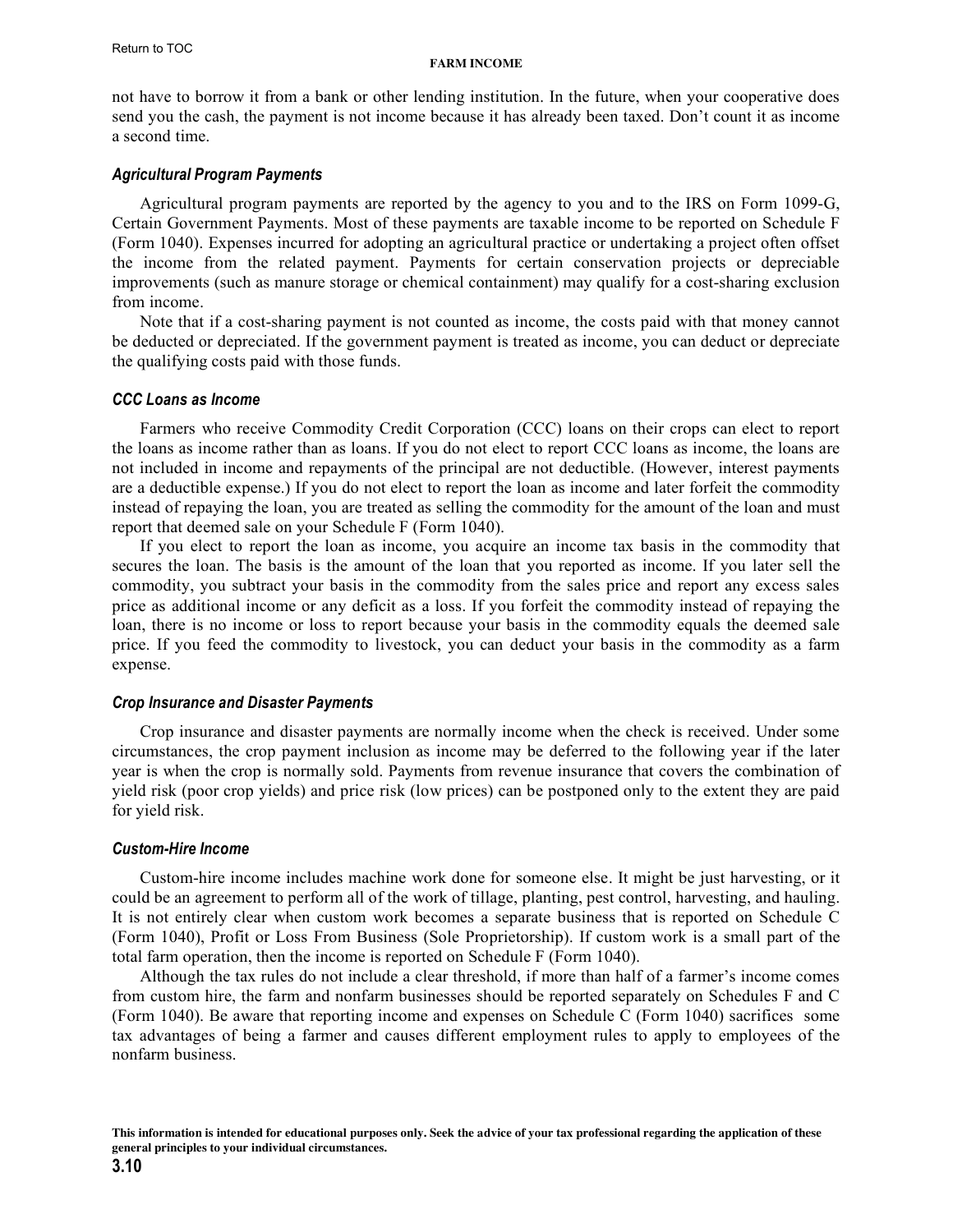not have to borrow it from a bank or other lending institution. In the future, when your cooperative does send you the cash, the payment is not income because it has already been taxed. Don't count it as income a second time.

### *Agricultural Program Payments*

Agricultural program payments are reported by the agency to you and to the IRS on Form 1099-G, Certain Government Payments. Most of these payments are taxable income to be reported on Schedule F (Form 1040). Expenses incurred for adopting an agricultural practice or undertaking a project often offset the income from the related payment. Payments for certain conservation projects or depreciable improvements (such as manure storage or chemical containment) may qualify for a cost-sharing exclusion from income.

Note that if a cost-sharing payment is not counted as income, the costs paid with that money cannot be deducted or depreciated. If the government payment is treated as income, you can deduct or depreciate the qualifying costs paid with those funds.

### *CCC Loans as Income*

Farmers who receive Commodity Credit Corporation (CCC) loans on their crops can elect to report the loans as income rather than as loans. If you do not elect to report CCC loans as income, the loans are not included in income and repayments of the principal are not deductible. (However, interest payments are a deductible expense.) If you do not elect to report the loan as income and later forfeit the commodity instead of repaying the loan, you are treated as selling the commodity for the amount of the loan and must report that deemed sale on your Schedule F (Form 1040).

If you elect to report the loan as income, you acquire an income tax basis in the commodity that secures the loan. The basis is the amount of the loan that you reported as income. If you later sell the commodity, you subtract your basis in the commodity from the sales price and report any excess sales price as additional income or any deficit as a loss. If you forfeit the commodity instead of repaying the loan, there is no income or loss to report because your basis in the commodity equals the deemed sale price. If you feed the commodity to livestock, you can deduct your basis in the commodity as a farm expense.

### *Crop Insurance and Disaster Payments*

Crop insurance and disaster payments are normally income when the check is received. Under some circumstances, the crop payment inclusion as income may be deferred to the following year if the later year is when the crop is normally sold. Payments from revenue insurance that covers the combination of yield risk (poor crop yields) and price risk (low prices) can be postponed only to the extent they are paid for yield risk.

### *Custom-Hire Income*

Custom-hire income includes machine work done for someone else. It might be just harvesting, or it could be an agreement to perform all of the work of tillage, planting, pest control, harvesting, and hauling. It is not entirely clear when custom work becomes a separate business that is reported on Schedule C (Form 1040), Profit or Loss From Business (Sole Proprietorship). If custom work is a small part of the total farm operation, then the income is reported on Schedule F (Form 1040).

Although the tax rules do not include a clear threshold, if more than half of a farmer's income comes from custom hire, the farm and nonfarm businesses should be reported separately on Schedules F and C (Form 1040). Be aware that reporting income and expenses on Schedule C (Form 1040) sacrifices some tax advantages of being a farmer and causes different employment rules to apply to employees of the nonfarm business.

**This information is intended for educational purposes only. Seek the advice of your tax professional regarding the application of these general principles to your individual circumstances.**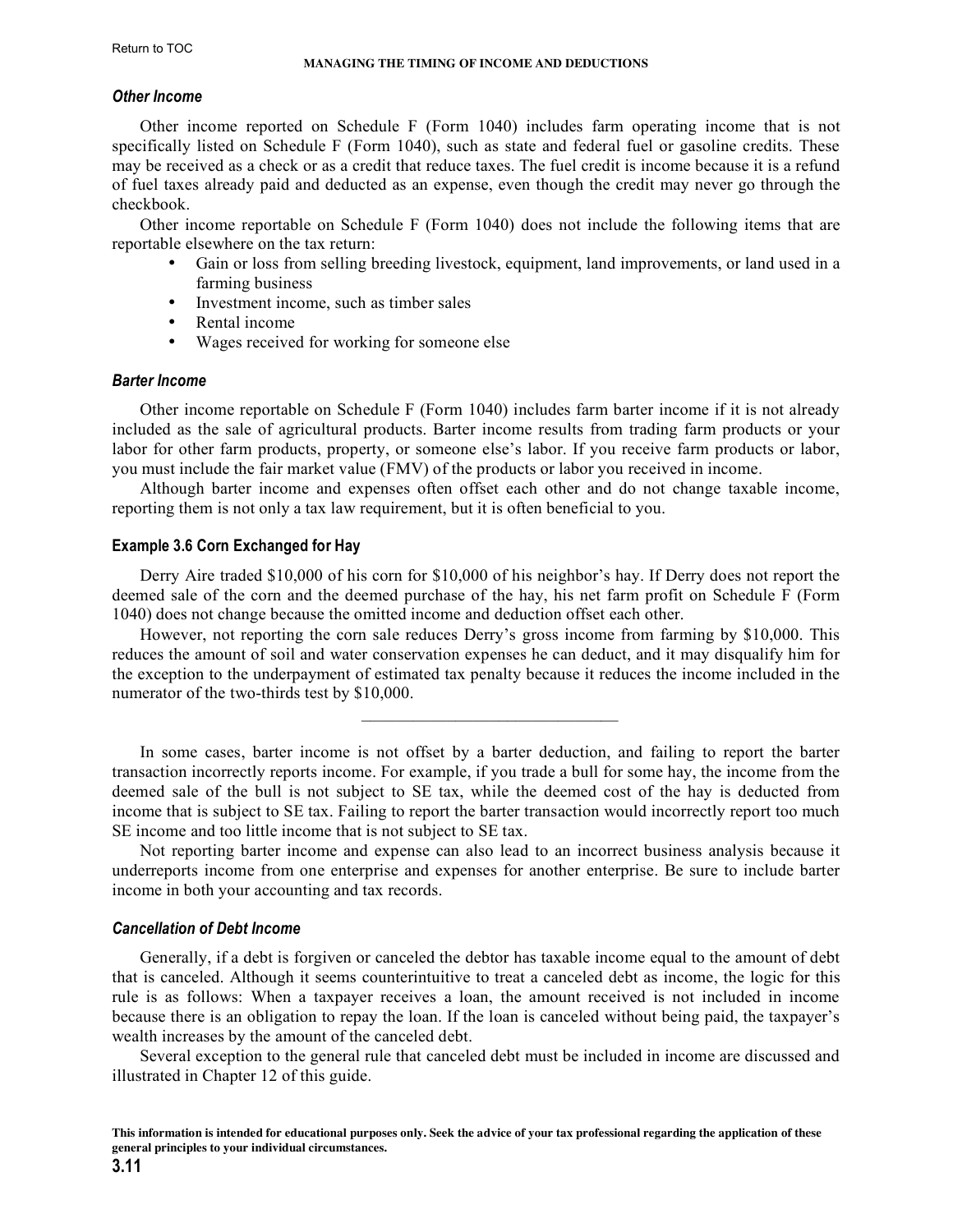### *Other Income*

Other income reported on Schedule F (Form 1040) includes farm operating income that is not specifically listed on Schedule F (Form 1040), such as state and federal fuel or gasoline credits. These may be received as a check or as a credit that reduce taxes. The fuel credit is income because it is a refund of fuel taxes already paid and deducted as an expense, even though the credit may never go through the checkbook.

Other income reportable on Schedule F (Form 1040) does not include the following items that are reportable elsewhere on the tax return:

- Gain or loss from selling breeding livestock, equipment, land improvements, or land used in a farming business
- Investment income, such as timber sales
- Rental income
- Wages received for working for someone else

### *Barter Income*

Other income reportable on Schedule F (Form 1040) includes farm barter income if it is not already included as the sale of agricultural products. Barter income results from trading farm products or your labor for other farm products, property, or someone else's labor. If you receive farm products or labor, you must include the fair market value (FMV) of the products or labor you received in income.

Although barter income and expenses often offset each other and do not change taxable income, reporting them is not only a tax law requirement, but it is often beneficial to you.

#### Example 3.6 Corn Exchanged for Hay

Derry Aire traded $10,000 of his corn for $10,000 of his neighbor's hay. If Derry does not report the deemed sale of the corn and the deemed purchase of the hay, his net farm profit on Schedule F (Form 1040) does not change because the omitted income and deduction offset each other.

However, not reporting the corn sale reduces Derry's gross income from farming by $10,000. This reduces the amount of soil and water conservation expenses he can deduct, and it may disqualify him for the exception to the underpayment of estimated tax penalty because it reduces the income included in the numerator of the two-thirds test by $10,000.

---

In some cases, barter income is not offset by a barter deduction, and failing to report the barter transaction incorrectly reports income. For example, if you trade a bull for some hay, the income from the deemed sale of the bull is not subject to SE tax, while the deemed cost of the hay is deducted from income that is subject to SE tax. Failing to report the barter transaction would incorrectly report too much SE income and too little income that is not subject to SE tax.

Not reporting barter income and expense can also lead to an incorrect business analysis because it underreports income from one enterprise and expenses for another enterprise. Be sure to include barter income in both your accounting and tax records.

### *Cancellation of Debt Income*

Generally, if a debt is forgiven or canceled the debtor has taxable income equal to the amount of debt that is canceled. Although it seems counterintuitive to treat a canceled debt as income, the logic for this rule is as follows: When a taxpayer receives a loan, the amount received is not included in income because there is an obligation to repay the loan. If the loan is canceled without being paid, the taxpayer's wealth increases by the amount of the canceled debt.

Several exception to the general rule that canceled debt must be included in income are discussed and illustrated in Chapter 12 of this guide.

**This information is intended for educational purposes only. Seek the advice of your tax professional regarding the application of these general principles to your individual circumstances.**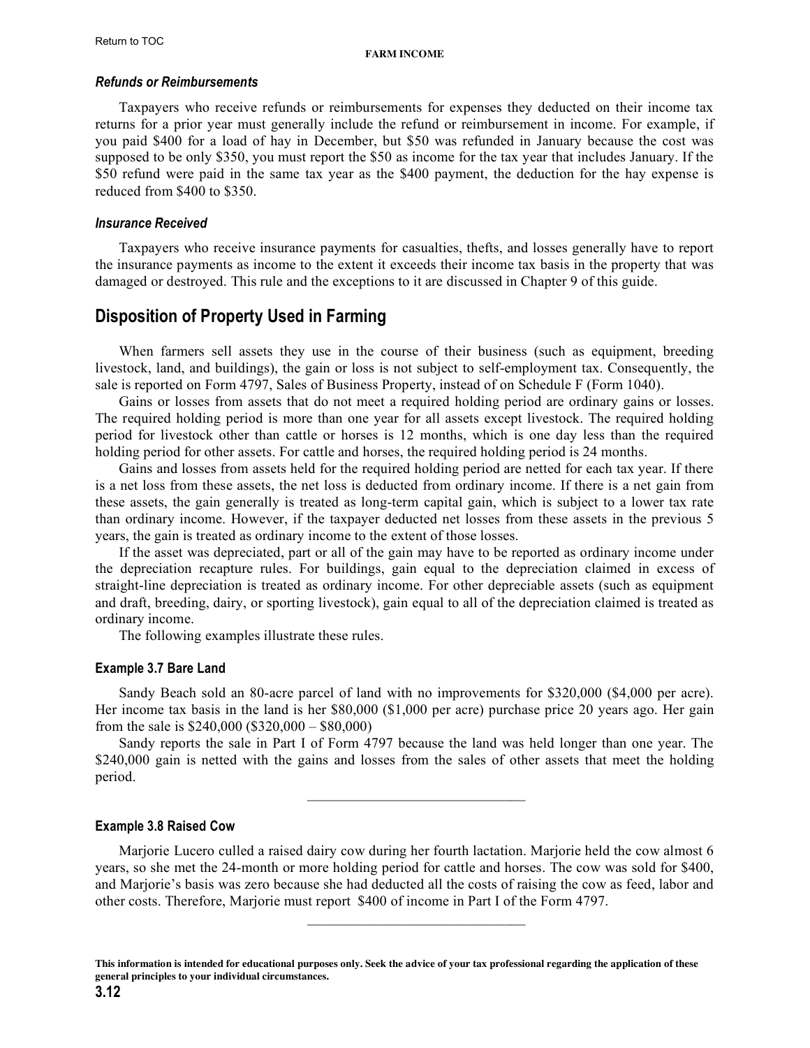### *Refunds or Reimbursements*

Taxpayers who receive refunds or reimbursements for expenses they deducted on their income tax returns for a prior year must generally include the refund or reimbursement in income. For example, if you paid $400 for a load of hay in December, but $50 was refunded in January because the cost was supposed to be only $350, you must report the $50 as income for the tax year that includes January. If the $50 refund were paid in the same tax year as the $400 payment, the deduction for the hay expense is reduced from $400 to $350.

### *Insurance Received*

Taxpayers who receive insurance payments for casualties, thefts, and losses generally have to report the insurance payments as income to the extent it exceeds their income tax basis in the property that was damaged or destroyed. This rule and the exceptions to it are discussed in Chapter 9 of this guide.

## Disposition of Property Used in Farming

When farmers sell assets they use in the course of their business (such as equipment, breeding livestock, land, and buildings), the gain or loss is not subject to self-employment tax. Consequently, the sale is reported on Form 4797, Sales of Business Property, instead of on Schedule F (Form 1040).

Gains or losses from assets that do not meet a required holding period are ordinary gains or losses. The required holding period is more than one year for all assets except livestock. The required holding period for livestock other than cattle or horses is 12 months, which is one day less than the required holding period for other assets. For cattle and horses, the required holding period is 24 months.

Gains and losses from assets held for the required holding period are netted for each tax year. If there is a net loss from these assets, the net loss is deducted from ordinary income. If there is a net gain from these assets, the gain generally is treated as long-term capital gain, which is subject to a lower tax rate than ordinary income. However, if the taxpayer deducted net losses from these assets in the previous 5 years, the gain is treated as ordinary income to the extent of those losses.

If the asset was depreciated, part or all of the gain may have to be reported as ordinary income under the depreciation recapture rules. For buildings, gain equal to the depreciation claimed in excess of straight-line depreciation is treated as ordinary income. For other depreciable assets (such as equipment and draft, breeding, dairy, or sporting livestock), gain equal to all of the depreciation claimed is treated as ordinary income.

The following examples illustrate these rules.

### Example 3.7 Bare Land

Sandy Beach sold an 80-acre parcel of land with no improvements for $320,000 ($4,000 per acre). Her income tax basis in the land is her $80,000 ($1,000 per acre) purchase price 20 years ago. Her gain from the sale is $240,000 ($320,000 – $80,000)

Sandy reports the sale in Part I of Form 4797 because the land was held longer than one year. The $240,000 gain is netted with the gains and losses from the sales of other assets that meet the holding period.

---

### Example 3.8 Raised Cow

Marjorie Lucero culled a raised dairy cow during her fourth lactation. Marjorie held the cow almost 6 years, so she met the 24-month or more holding period for cattle and horses. The cow was sold for $400, and Marjorie's basis was zero because she had deducted all the costs of raising the cow as feed, labor and other costs. Therefore, Marjorie must report $400 of income in Part I of the Form 4797.

---

**This information is intended for educational purposes only. Seek the advice of your tax professional regarding the application of these general principles to your individual circumstances.**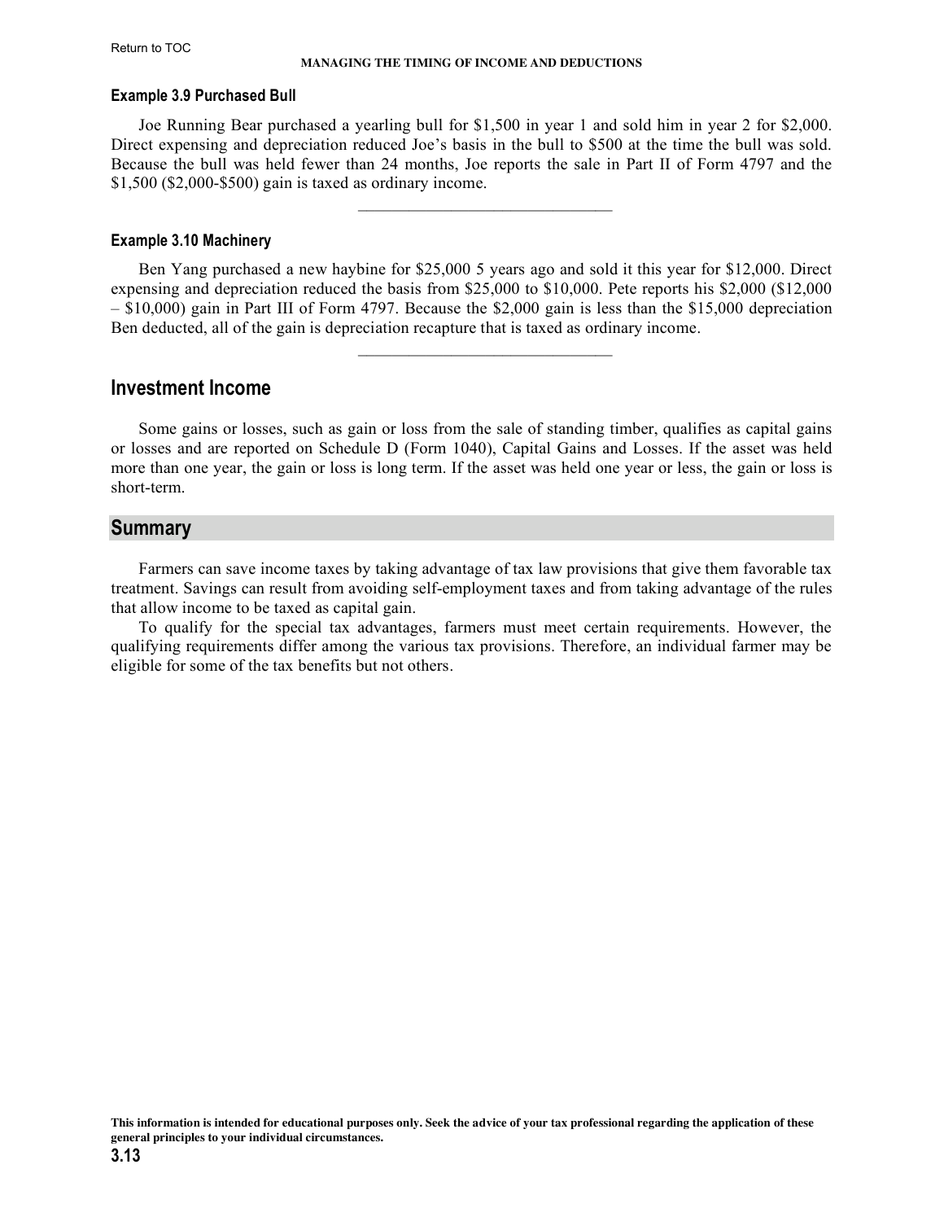#### Example 3.9 Purchased Bull

Joe Running Bear purchased a yearling bull for $1,500 in year 1 and sold him in year 2 for $2,000. Direct expensing and depreciation reduced Joe's basis in the bull to $500 at the time the bull was sold. Because the bull was held fewer than 24 months, Joe reports the sale in Part II of Form 4797 and the $1,500 ($2,000-$500) gain is taxed as ordinary income.

---

#### Example 3.10 Machinery

Ben Yang purchased a new haybine for $25,000 5 years ago and sold it this year for $12,000. Direct expensing and depreciation reduced the basis from $25,000 to $10,000. Pete reports his $2,000 ($12,000 – $10,000) gain in Part III of Form 4797. Because the $2,000 gain is less than the $15,000 depreciation Ben deducted, all of the gain is depreciation recapture that is taxed as ordinary income.

---

## Investment Income

Some gains or losses, such as gain or loss from the sale of standing timber, qualifies as capital gains or losses and are reported on Schedule D (Form 1040), Capital Gains and Losses. If the asset was held more than one year, the gain or loss is long term. If the asset was held one year or less, the gain or loss is short-term.

## Summary

Farmers can save income taxes by taking advantage of tax law provisions that give them favorable tax treatment. Savings can result from avoiding self-employment taxes and from taking advantage of the rules that allow income to be taxed as capital gain.

To qualify for the special tax advantages, farmers must meet certain requirements. However, the qualifying requirements differ among the various tax provisions. Therefore, an individual farmer may be eligible for some of the tax benefits but not others.

**This information is intended for educational purposes only. Seek the advice of your tax professional regarding the application of these general principles to your individual circumstances.**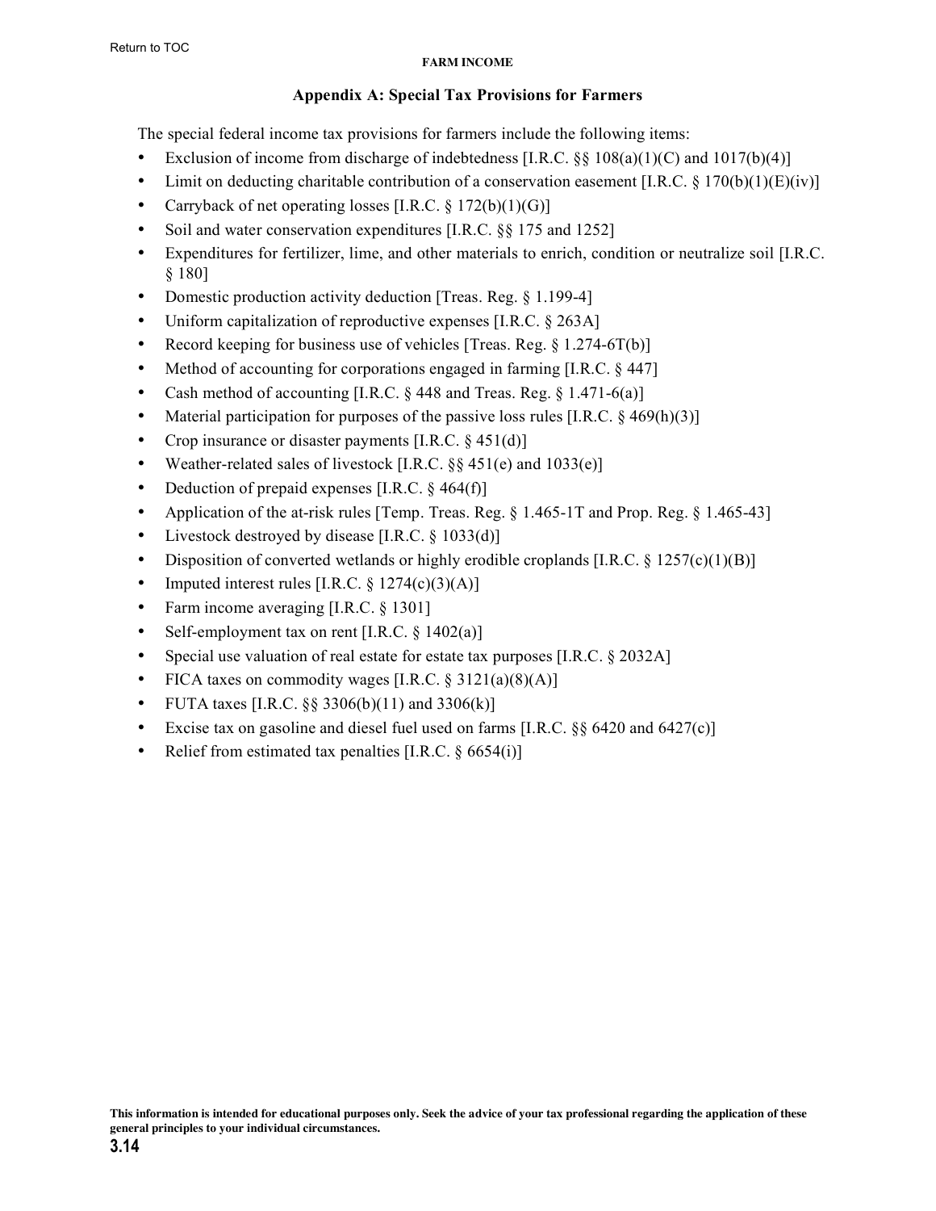## Appendix A: Special Tax Provisions for Farmers

The special federal income tax provisions for farmers include the following items:

- Exclusion of income from discharge of indebtedness [I.R.C. §§ 108(a)(1)(C) and 1017(b)(4)]
- Limit on deducting charitable contribution of a conservation easement [I.R.C. § 170(b)(1)(E)(iv)]
- Carryback of net operating losses [I.R.C. § 172(b)(1)(G)]
- Soil and water conservation expenditures [I.R.C. §§ 175 and 1252]
- Expenditures for fertilizer, lime, and other materials to enrich, condition or neutralize soil [I.R.C. § 180]
- Domestic production activity deduction [Treas. Reg. § 1.199-4]
- Uniform capitalization of reproductive expenses [I.R.C. § 263A]
- Record keeping for business use of vehicles [Treas. Reg. § 1.274-6T(b)]
- Method of accounting for corporations engaged in farming [I.R.C. § 447]
- Cash method of accounting [I.R.C. § 448 and Treas. Reg. § 1.471-6(a)]
- Material participation for purposes of the passive loss rules [I.R.C. § 469(h)(3)]
- Crop insurance or disaster payments [I.R.C. § 451(d)]
- Weather-related sales of livestock [I.R.C. §§ 451(e) and 1033(e)]
- Deduction of prepaid expenses [I.R.C. § 464(f)]
- Application of the at-risk rules [Temp. Treas. Reg. § 1.465-1T and Prop. Reg. § 1.465-43]
- Livestock destroyed by disease [I.R.C. § 1033(d)]
- Disposition of converted wetlands or highly erodible croplands [I.R.C. § 1257(c)(1)(B)]
- Imputed interest rules [I.R.C. § 1274(c)(3)(A)]
- Farm income averaging [I.R.C. § 1301]
- Self-employment tax on rent [I.R.C. § 1402(a)]
- Special use valuation of real estate for estate tax purposes [I.R.C. § 2032A]
- FICA taxes on commodity wages [I.R.C. § 3121(a)(8)(A)]
- FUTA taxes [I.R.C. §§ 3306(b)(11) and 3306(k)]
- Excise tax on gasoline and diesel fuel used on farms [I.R.C. §§ 6420 and 6427(c)]
- Relief from estimated tax penalties [I.R.C. § 6654(i)]